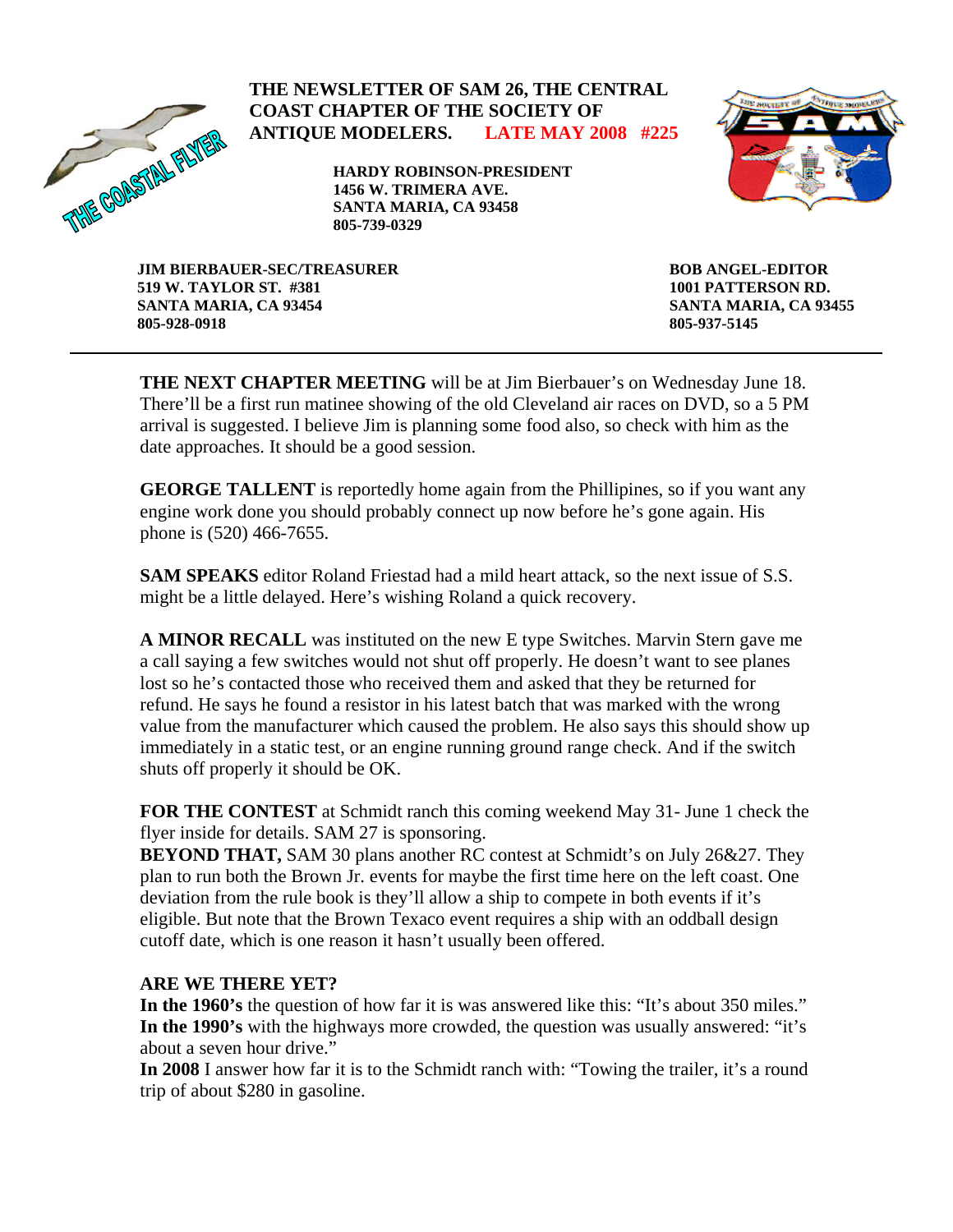**THE NEWSLETTER OF SAM 26, THE CENTRAL COAST CHAPTER OF THE SOCIETY OF ANTIQUE MODELERS. LATE MAY 2008 #225**

**HARDY ROBINSON-PRESIDENT**
**1456 W. TRIMERA AVE.**
**SANTA MARIA, CA 93458**
**805-739-0329**

**JIM BIERBAUER-SEC/TREASURER**
**519 W. TAYLOR ST. #381**
**SANTA MARIA, CA 93454**
**805-928-0918**

**BOB ANGEL-EDITOR**
**1001 PATTERSON RD.**
**SANTA MARIA, CA 93455**
**805-937-5145**

---

**THE NEXT CHAPTER MEETING** will be at Jim Bierbauer's on Wednesday June 18. There'll be a first run matinee showing of the old Cleveland air races on DVD, so a 5 PM arrival is suggested. I believe Jim is planning some food also, so check with him as the date approaches. It should be a good session.

**GEORGE TALLENT** is reportedly home again from the Phillipines, so if you want any engine work done you should probably connect up now before he's gone again. His phone is (520) 466-7655.

**SAM SPEAKS** editor Roland Friestad had a mild heart attack, so the next issue of S.S. might be a little delayed. Here's wishing Roland a quick recovery.

**A MINOR RECALL** was instituted on the new E type Switches. Marvin Stern gave me a call saying a few switches would not shut off properly. He doesn't want to see planes lost so he's contacted those who received them and asked that they be returned for refund. He says he found a resistor in his latest batch that was marked with the wrong value from the manufacturer which caused the problem. He also says this should show up immediately in a static test, or an engine running ground range check. And if the switch shuts off properly it should be OK.

**FOR THE CONTEST** at Schmidt ranch this coming weekend May 31- June 1 check the flyer inside for details. SAM 27 is sponsoring.

**BEYOND THAT,** SAM 30 plans another RC contest at Schmidt's on July 26&27. They plan to run both the Brown Jr. events for maybe the first time here on the left coast. One deviation from the rule book is they'll allow a ship to compete in both events if it's eligible. But note that the Brown Texaco event requires a ship with an oddball design cutoff date, which is one reason it hasn't usually been offered.

**ARE WE THERE YET?**
**In the 1960's** the question of how far it is was answered like this: "It's about 350 miles."
**In the 1990's** with the highways more crowded, the question was usually answered: "it's about a seven hour drive."
**In 2008** I answer how far it is to the Schmidt ranch with: "Towing the trailer, it's a round trip of about $280 in gasoline.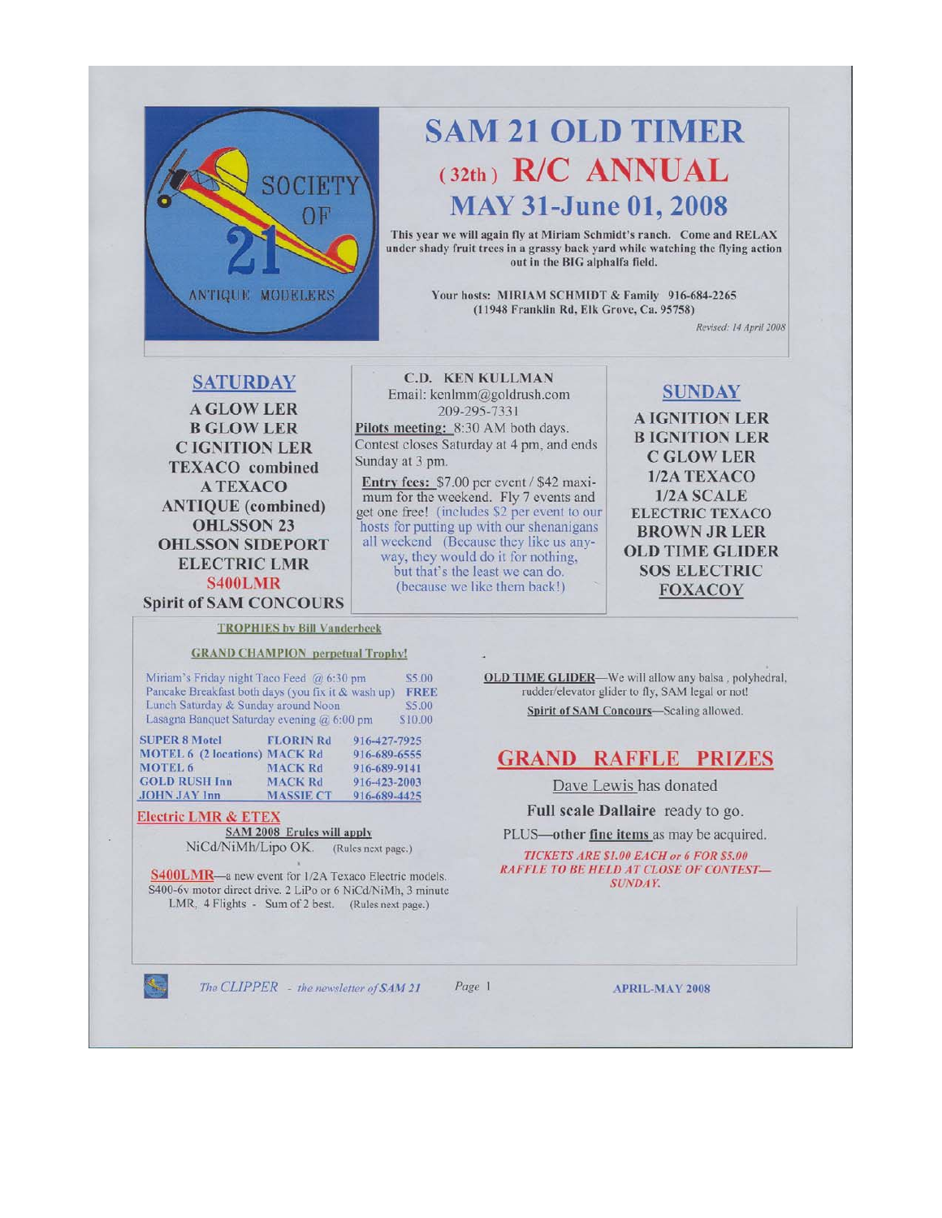# SAM 21 OLD TIMER

# (32th) R/C ANNUAL

# MAY 31-June 01, 2008

**This year we will again fly at Miriam Schmidt's ranch. Come and RELAX under shady fruit trees in a grassy back yard while watching the flying action out in the BIG alphalfa field.**

**Your hosts: MIRIAM SCHMIDT & Family 916-684-2265**
**(11948 Franklin Rd, Elk Grove, Ca. 95758)**

*Revised: 14 April 2008*

## SATURDAY

**A GLOW LER**
**B GLOW LER**
**C IGNITION LER**
**TEXACO combined**
**A TEXACO**
**ANTIQUE (combined)**
**OHLSSON 23**
**OHLSSON SIDEPORT**
**ELECTRIC LMR**
**S400LMR**
**Spirit of SAM CONCOURS**

**C.D. KEN KULLMAN**
Email: kenlmm@goldrush.com
209-295-7331

**Pilots meeting:** 8:30 AM both days. Contest closes Saturday at 4 pm, and ends Sunday at 3 pm.

**Entry fees:** $7.00 per event / $42 maximum for the weekend. Fly 7 events and get one free! (includes $2 per event to our hosts for putting up with our shenanigans all weekend (Because they like us anyway, they would do it for nothing, but that's the least we can do. (because we like them back!)

## SUNDAY

**A IGNITION LER**
**B IGNITION LER**
**C GLOW LER**
**1/2A TEXACO**
**1/2A SCALE**
**ELECTRIC TEXACO**
**BROWN JR LER**
**OLD TIME GLIDER**
**SOS ELECTRIC**
**FOXACOY**

**TROPHIES by Bill Vanderbeek**

**GRAND CHAMPION perpetual Trophy!**

| | |
|---|---|
| Miriam's Friday night Taco Feed @ 6:30 pm | $5.00 |
| Pancake Breakfast both days (you fix it & wash up) | **FREE** |
| Lunch Saturday & Sunday around Noon | $5.00 |
| Lasagna Banquet Saturday evening @ 6:00 pm | $10.00 |

| | | |
|---|---|---|
| **SUPER 8 Motel** | **FLORIN Rd** | 916-427-7925 |
| **MOTEL 6 (2 locations)** | **MACK Rd** | 916-689-6555 |
| **MOTEL 6** | **MACK Rd** | 916-689-9141 |
| **GOLD RUSH Inn** | **MACK Rd** | 916-423-2003 |
| **JOHN JAY Inn** | **MASSIE CT** | 916-689-4425 |

**Electric LMR & ETEX**

**SAM 2008 Erules will apply**

NiCd/NiMh/Lipo OK. (Rules next page.)

**S400LMR**—a new event for 1/2A Texaco Electric models. S400-6v motor direct drive. 2 LiPo or 6 NiCd/NiMh, 3 minute LMR, 4 Flights - Sum of 2 best. (Rules next page.)

**OLD TIME GLIDER**—We will allow any balsa , polyhedral, rudder/elevator glider to fly, SAM legal or not!

**Spirit of SAM Concours**—Scaling allowed.

## GRAND RAFFLE PRIZES

Dave Lewis has donated

**Full scale Dallaire** ready to go.

PLUS—**other fine items** as may be acquired.

***TICKETS ARE $1.00 EACH or 6 FOR $5.00 RAFFLE TO BE HELD AT CLOSE OF CONTEST—SUNDAY.***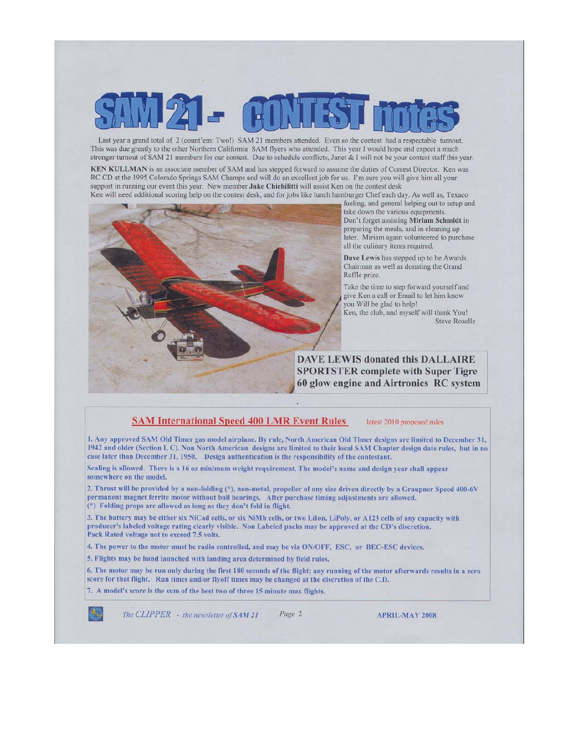# SAM 21 - CONTEST notes

Last year a grand total of 2 (count'em: Two!) SAM 21 members attended. Even so the contest had a respectable turnout. This was due greatly to the other Northern California SAM flyers who attended. This year I would hope and expect a much stronger turnout of SAM 21 members for our contest. Due to schedule conflicts, Janet & I will not be your contest staff this year.

**KEN KULLMAN** is an associate member of SAM and has stepped forward to assume the duties of Contest Director. Ken was RC CD at the 1995 Colorado Springs SAM Champs and will do an excellent job for us. I'm sure you will give him all your support in running our event this year. New member **Jake Chichilitti** will assist Ken on the contest desk

Ken will need additional scoring help on the contest desk, and for jobs like lunch hamburger Chef each day. As well as, Texaco fueling, and general helping out to setup and take down the various equipments.

Don't forget assisting **Miriam Schmidt** in preparing the meals, and in cleaning up later. Miriam again volunteered to purchase all the culinary items required.

**Dave Lewis** has stepped up to be Awards Chairman as well as donating the Grand Raffle prize.

Take the time to step forward yourself and give Ken a call or Email to let him know you Will be glad to help!

Ken, the club, and myself will thank You!

Steve Roselle

**DAVE LEWIS donated this DALLAIRE SPORTSTER complete with Super Tigre 60 glow engine and Airtronics RC system**

## SAM International Speed 400 LMR Event Rules

latest 2010 proposed rules

**1. Any approved SAM Old Timer gas model airplane. By rule, North American Old Timer designs are limited to December 31, 1942 and older (Section I, C). Non North American designs are limited to their local SAM Chapter design date rules, but in no case later than December 31, 1950. Design authentication is the responsibility of the contestant.**

**Scaling is allowed. There is a 16 oz minimum weight requirement. The model's name and design year shall appear somewhere on the model.**

**2. Thrust will be provided by a non-folding (*), non-metal, propeller of any size driven directly by a Graupner Speed 400-6V permanent magnet ferrite motor without ball bearings. After purchase timing adjustments are allowed.**
**(*) Folding props are allowed as long as they don't fold in flight.**

**3. The battery may be either six NiCad cells, or six NiMh cells, or two LiIon, LiPoly, or A123 cells of any capacity with producer's labeled voltage rating clearly visible. Non Labeled packs may be approved at the CD's discretion. Pack Rated voltage not to exceed 7.5 volts.**

**4. The power to the motor must be radio controlled, and may be via ON/OFF, ESC, or BEC-ESC devices.**

**5. Flights may be hand launched with landing area determined by field rules.**

**6. The motor may be run only during the first 180 seconds of the flight; any running of the motor afterwards results in a zero score for that flight. Run times and/or flyoff times may be changed at the discretion of the C.D.**

**7. A model's score is the sum of the best two of three 15 minute max flights.**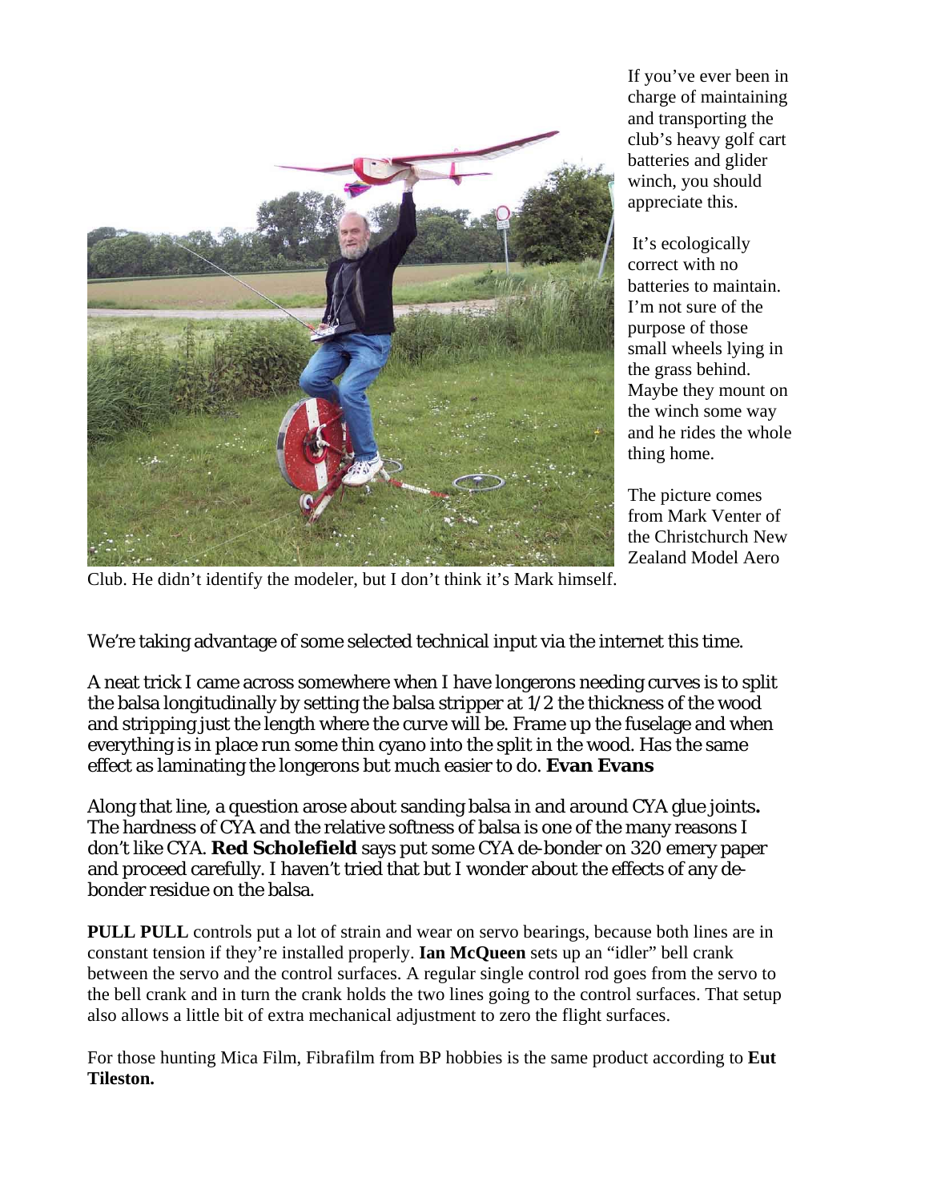If you've ever been in charge of maintaining and transporting the club's heavy golf cart batteries and glider winch, you should appreciate this.

It's ecologically correct with no batteries to maintain. I'm not sure of the purpose of those small wheels lying in the grass behind. Maybe they mount on the winch some way and he rides the whole thing home.

The picture comes from Mark Venter of the Christchurch New Zealand Model Aero Club. He didn't identify the modeler, but I don't think it's Mark himself.

We're taking advantage of some selected technical input via the internet this time.

A neat trick I came across somewhere when I have longerons needing curves is to split the balsa longitudinally by setting the balsa stripper at 1/2 the thickness of the wood and stripping just the length where the curve will be. Frame up the fuselage and when everything is in place run some thin cyano into the split in the wood. Has the same effect as laminating the longerons but much easier to do. **Evan Evans**

Along that line, a question arose about sanding balsa in and around CYA glue joints**.** The hardness of CYA and the relative softness of balsa is one of the many reasons I don't like CYA. **Red Scholefield** says put some CYA de-bonder on 320 emery paper and proceed carefully. I haven't tried that but I wonder about the effects of any de-bonder residue on the balsa.

**PULL PULL** controls put a lot of strain and wear on servo bearings, because both lines are in constant tension if they're installed properly. **Ian McQueen** sets up an "idler" bell crank between the servo and the control surfaces. A regular single control rod goes from the servo to the bell crank and in turn the crank holds the two lines going to the control surfaces. That setup also allows a little bit of extra mechanical adjustment to zero the flight surfaces.

For those hunting Mica Film, Fibrafilm from BP hobbies is the same product according to **Eut Tileston.**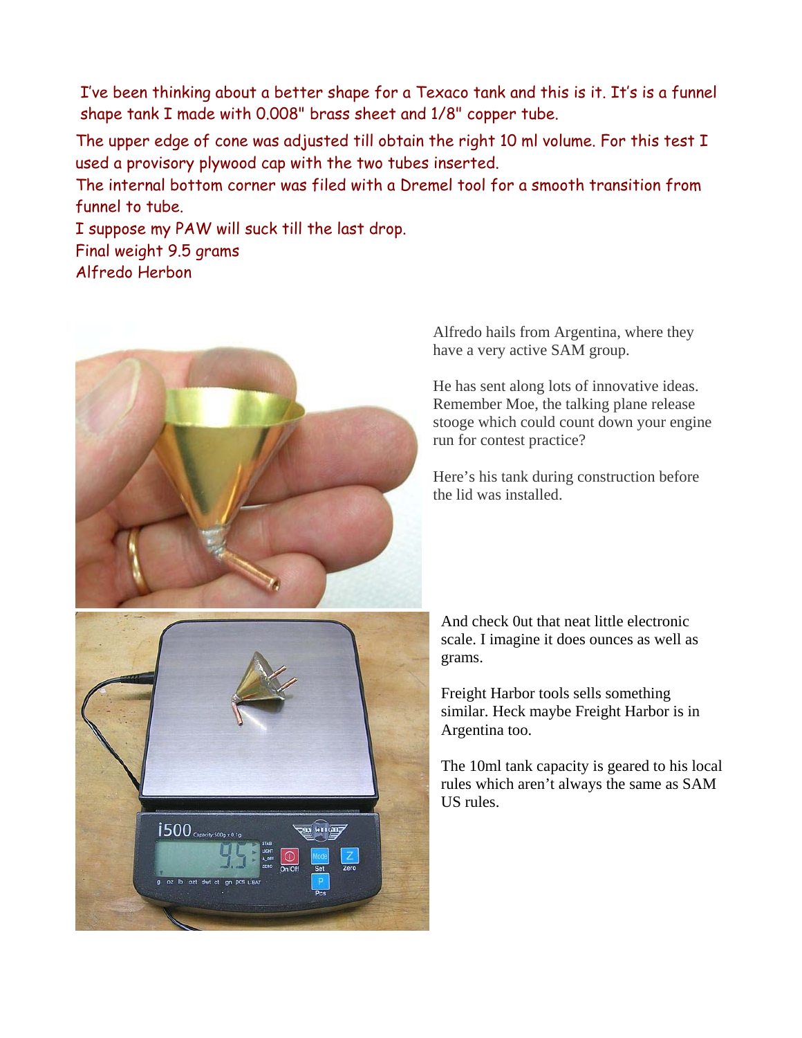I've been thinking about a better shape for a Texaco tank and this is it. It's is a funnel shape tank I made with 0.008" brass sheet and 1/8" copper tube.

The upper edge of cone was adjusted till obtain the right 10 ml volume. For this test I used a provisory plywood cap with the two tubes inserted.

The internal bottom corner was filed with a Dremel tool for a smooth transition from funnel to tube.

I suppose my PAW will suck till the last drop.

Final weight 9.5 grams

Alfredo Herbon

Alfredo hails from Argentina, where they have a very active SAM group.

He has sent along lots of innovative ideas. Remember Moe, the talking plane release stooge which could count down your engine run for contest practice?

Here's his tank during construction before the lid was installed.

And check 0ut that neat little electronic scale. I imagine it does ounces as well as grams.

Freight Harbor tools sells something similar. Heck maybe Freight Harbor is in Argentina too.

The 10ml tank capacity is geared to his local rules which aren't always the same as SAM US rules.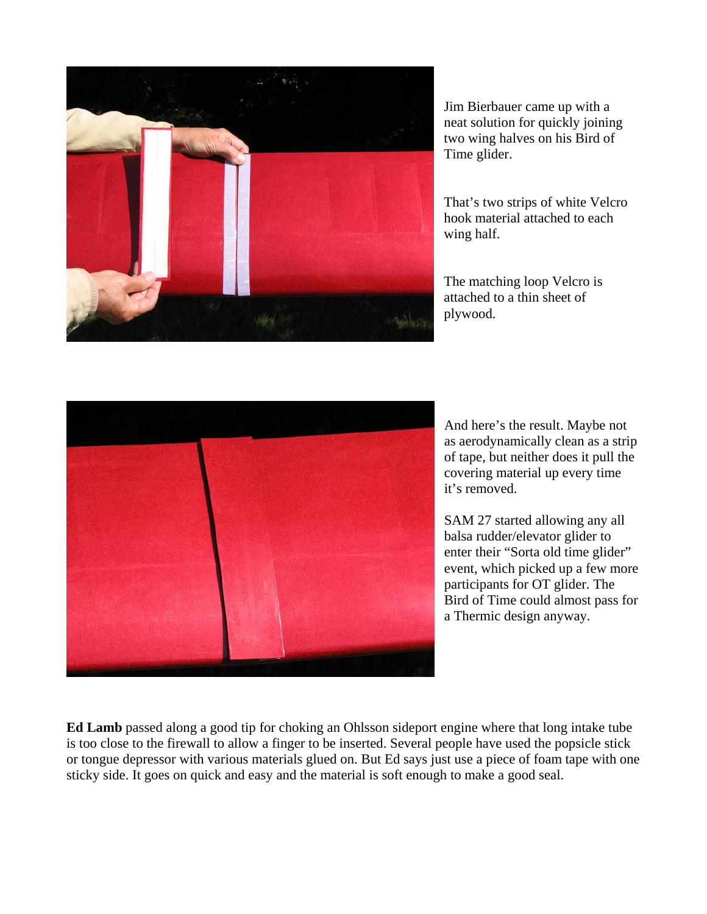Jim Bierbauer came up with a neat solution for quickly joining two wing halves on his Bird of Time glider.

That's two strips of white Velcro hook material attached to each wing half.

The matching loop Velcro is attached to a thin sheet of plywood.

And here's the result. Maybe not as aerodynamically clean as a strip of tape, but neither does it pull the covering material up every time it's removed.

SAM 27 started allowing any all balsa rudder/elevator glider to enter their "Sorta old time glider" event, which picked up a few more participants for OT glider. The Bird of Time could almost pass for a Thermic design anyway.

**Ed Lamb** passed along a good tip for choking an Ohlsson sideport engine where that long intake tube is too close to the firewall to allow a finger to be inserted. Several people have used the popsicle stick or tongue depressor with various materials glued on. But Ed says just use a piece of foam tape with one sticky side. It goes on quick and easy and the material is soft enough to make a good seal.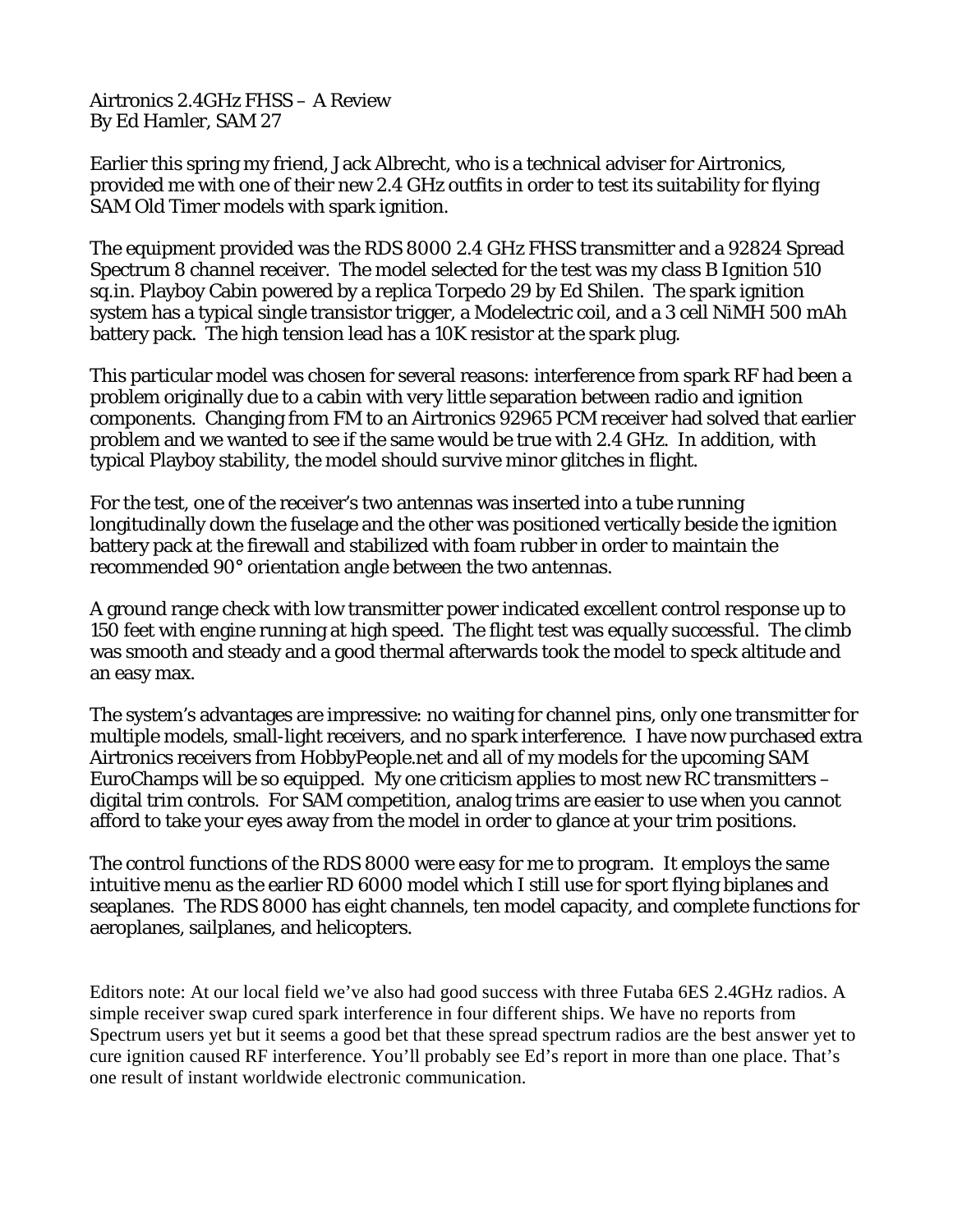Airtronics 2.4GHz FHSS – A Review
By Ed Hamler, SAM 27

Earlier this spring my friend, Jack Albrecht, who is a technical adviser for Airtronics, provided me with one of their new 2.4 GHz outfits in order to test its suitability for flying SAM Old Timer models with spark ignition.

The equipment provided was the RDS 8000 2.4 GHz FHSS transmitter and a 92824 Spread Spectrum 8 channel receiver. The model selected for the test was my class B Ignition 510 sq.in. Playboy Cabin powered by a replica Torpedo 29 by Ed Shilen. The spark ignition system has a typical single transistor trigger, a Modelectric coil, and a 3 cell NiMH 500 mAh battery pack. The high tension lead has a 10K resistor at the spark plug.

This particular model was chosen for several reasons: interference from spark RF had been a problem originally due to a cabin with very little separation between radio and ignition components. Changing from FM to an Airtronics 92965 PCM receiver had solved that earlier problem and we wanted to see if the same would be true with 2.4 GHz. In addition, with typical Playboy stability, the model should survive minor glitches in flight.

For the test, one of the receiver's two antennas was inserted into a tube running longitudinally down the fuselage and the other was positioned vertically beside the ignition battery pack at the firewall and stabilized with foam rubber in order to maintain the recommended 90° orientation angle between the two antennas.

A ground range check with low transmitter power indicated excellent control response up to 150 feet with engine running at high speed. The flight test was equally successful. The climb was smooth and steady and a good thermal afterwards took the model to speck altitude and an easy max.

The system's advantages are impressive: no waiting for channel pins, only one transmitter for multiple models, small-light receivers, and no spark interference. I have now purchased extra Airtronics receivers from HobbyPeople.net and all of my models for the upcoming SAM EuroChamps will be so equipped. My one criticism applies to most new RC transmitters – digital trim controls. For SAM competition, analog trims are easier to use when you cannot afford to take your eyes away from the model in order to glance at your trim positions.

The control functions of the RDS 8000 were easy for me to program. It employs the same intuitive menu as the earlier RD 6000 model which I still use for sport flying biplanes and seaplanes. The RDS 8000 has eight channels, ten model capacity, and complete functions for aeroplanes, sailplanes, and helicopters.

Editors note: At our local field we've also had good success with three Futaba 6ES 2.4GHz radios. A simple receiver swap cured spark interference in four different ships. We have no reports from Spectrum users yet but it seems a good bet that these spread spectrum radios are the best answer yet to cure ignition caused RF interference. You'll probably see Ed's report in more than one place. That's one result of instant worldwide electronic communication.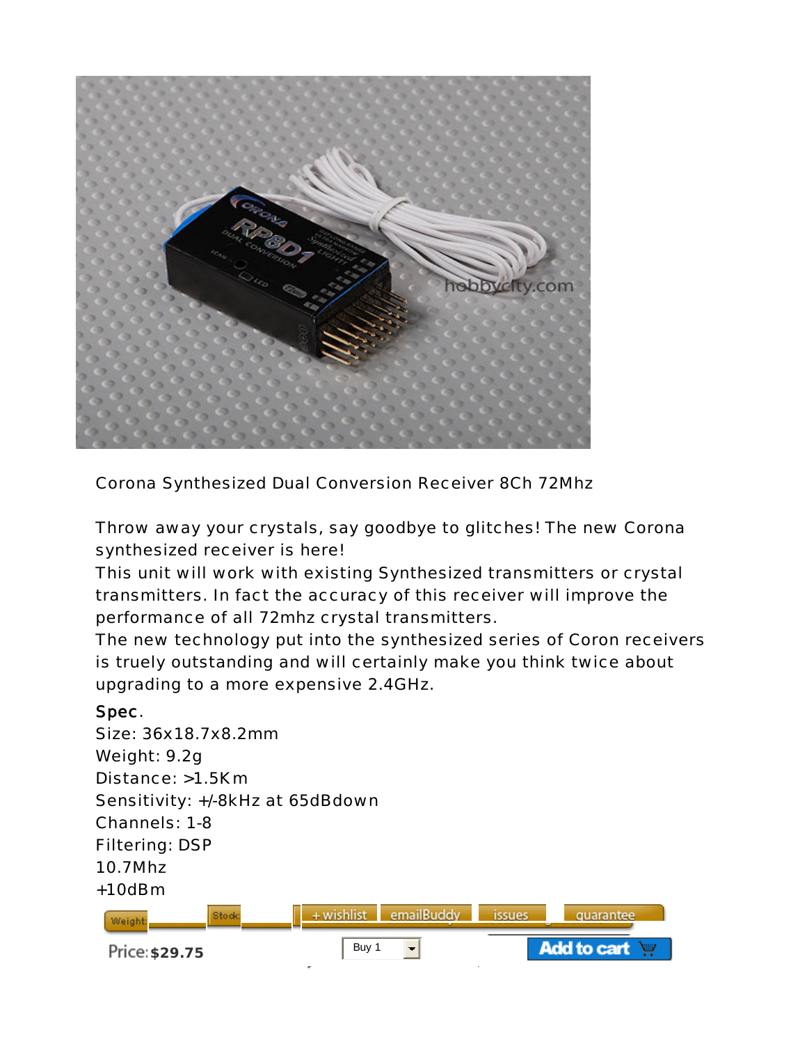Corona Synthesized Dual Conversion Receiver 8Ch 72Mhz

Throw away your crystals, say goodbye to glitches! The new Corona synthesized receiver is here!
This unit will work with existing Synthesized transmitters or crystal transmitters. In fact the accuracy of this receiver will improve the performance of all 72mhz crystal transmitters.
The new technology put into the synthesized series of Coron receivers is truely outstanding and will certainly make you think twice about upgrading to a more expensive 2.4GHz.

Spec.
Size: 36x18.7x8.2mm
Weight: 9.2g
Distance: >1.5Km
Sensitivity: +/-8kHz at 65dBdown
Channels: 1-8
Filtering: DSP
10.7Mhz
+10dBm

Weight: Stock: +wishlist emailBuddy issues guarantee

Price: **$29.75** Buy 1 **Add to cart**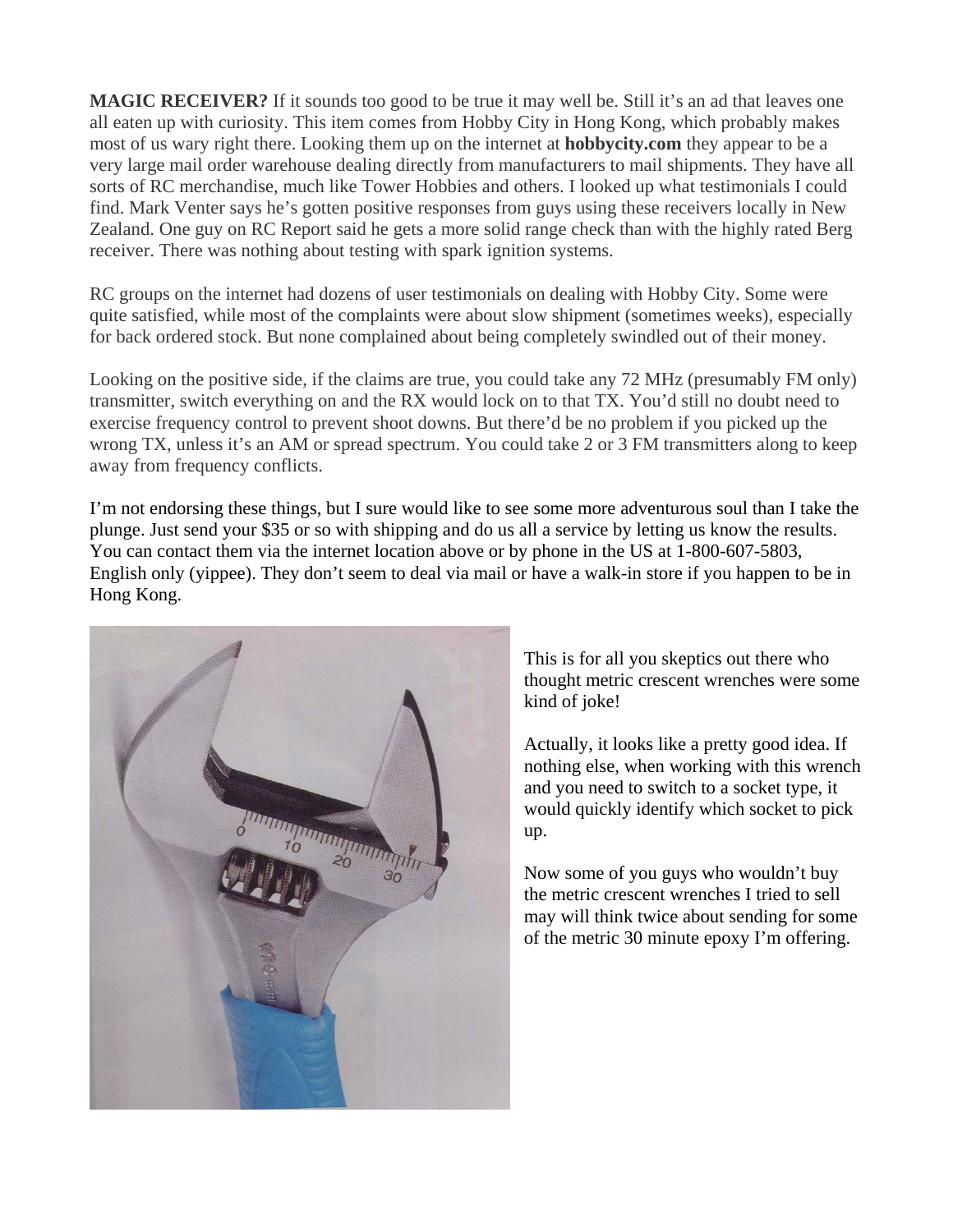**MAGIC RECEIVER?** If it sounds too good to be true it may well be. Still it's an ad that leaves one all eaten up with curiosity. This item comes from Hobby City in Hong Kong, which probably makes most of us wary right there. Looking them up on the internet at **hobbycity.com** they appear to be a very large mail order warehouse dealing directly from manufacturers to mail shipments. They have all sorts of RC merchandise, much like Tower Hobbies and others. I looked up what testimonials I could find. Mark Venter says he's gotten positive responses from guys using these receivers locally in New Zealand. One guy on RC Report said he gets a more solid range check than with the highly rated Berg receiver. There was nothing about testing with spark ignition systems.

RC groups on the internet had dozens of user testimonials on dealing with Hobby City. Some were quite satisfied, while most of the complaints were about slow shipment (sometimes weeks), especially for back ordered stock. But none complained about being completely swindled out of their money.

Looking on the positive side, if the claims are true, you could take any 72 MHz (presumably FM only) transmitter, switch everything on and the RX would lock on to that TX. You'd still no doubt need to exercise frequency control to prevent shoot downs. But there'd be no problem if you picked up the wrong TX, unless it's an AM or spread spectrum. You could take 2 or 3 FM transmitters along to keep away from frequency conflicts.

I'm not endorsing these things, but I sure would like to see some more adventurous soul than I take the plunge. Just send your $35 or so with shipping and do us all a service by letting us know the results. You can contact them via the internet location above or by phone in the US at 1-800-607-5803, English only (yippee). They don't seem to deal via mail or have a walk-in store if you happen to be in Hong Kong.

This is for all you skeptics out there who thought metric crescent wrenches were some kind of joke!

Actually, it looks like a pretty good idea. If nothing else, when working with this wrench and you need to switch to a socket type, it would quickly identify which socket to pick up.

Now some of you guys who wouldn't buy the metric crescent wrenches I tried to sell may will think twice about sending for some of the metric 30 minute epoxy I'm offering.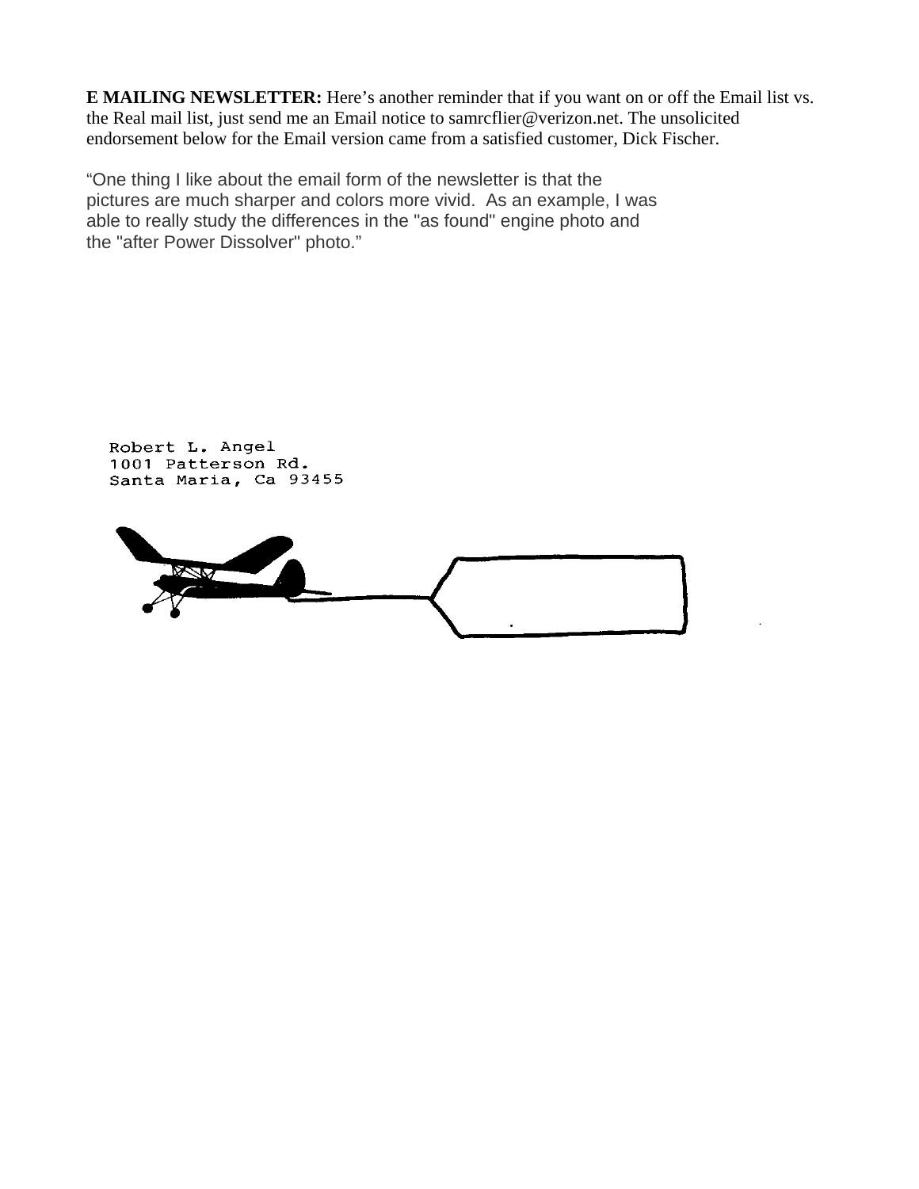**E MAILING NEWSLETTER:** Here's another reminder that if you want on or off the Email list vs. the Real mail list, just send me an Email notice to samrcflier@verizon.net. The unsolicited endorsement below for the Email version came from a satisfied customer, Dick Fischer.

"One thing I like about the email form of the newsletter is that the pictures are much sharper and colors more vivid. As an example, I was able to really study the differences in the "as found" engine photo and the "after Power Dissolver" photo."

Robert L. Angel
1001 Patterson Rd.
Santa Maria, Ca 93455